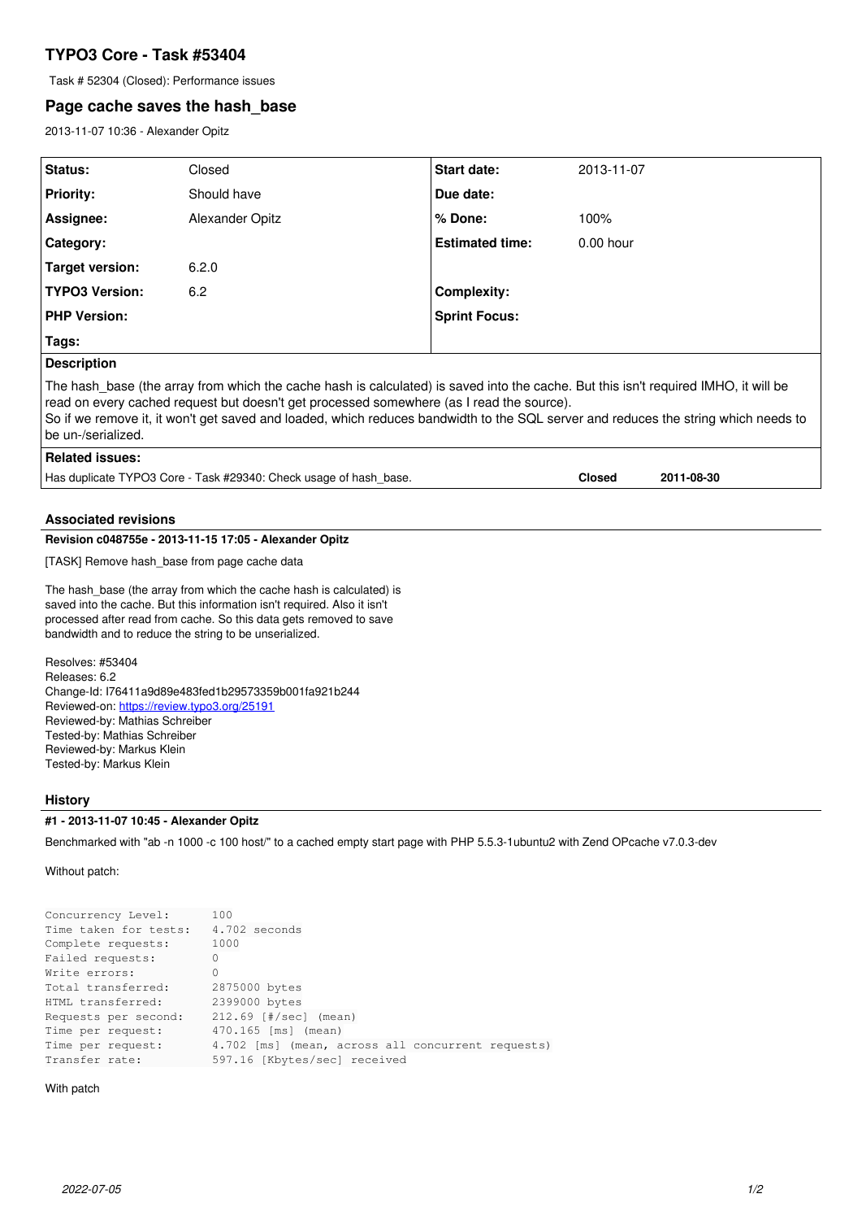# TYPO3 Core - Task #53404

Task # 52304 (Closed): Performance issues

## Page cache saves the hash_base

2013-11-07 10:36 - Alexander Opitz

| | | | |
|---|---|---|---|
| **Status:** | Closed | **Start date:** | 2013-11-07 |
| **Priority:** | Should have | **Due date:** | |
| **Assignee:** | Alexander Opitz | **% Done:** | 100% |
| **Category:** | | **Estimated time:** | 0.00 hour |
| **Target version:** | 6.2.0 | | |
| **TYPO3 Version:** | 6.2 | **Complexity:** | |
| **PHP Version:** | | **Sprint Focus:** | |
| **Tags:** | | | |

**Description**

The hash_base (the array from which the cache hash is calculated) is saved into the cache. But this isn't required IMHO, it will be read on every cached request but doesn't get processed somewhere (as I read the source).
So if we remove it, it won't get saved and loaded, which reduces bandwidth to the SQL server and reduces the string which needs to be un-/serialized.

**Related issues:**

| | | |
|---|---|---|
| Has duplicate TYPO3 Core - Task #29340: Check usage of hash_base. | **Closed** | **2011-08-30** |

### Associated revisions

**Revision c048755e - 2013-11-15 17:05 - Alexander Opitz**

[TASK] Remove hash_base from page cache data

The hash_base (the array from which the cache hash is calculated) is saved into the cache. But this information isn't required. Also it isn't processed after read from cache. So this data gets removed to save bandwidth and to reduce the string to be unserialized.

Resolves: #53404
Releases: 6.2
Change-Id: I76411a9d89e483fed1b29573359b001fa921b244
Reviewed-on: https://review.typo3.org/25191
Reviewed-by: Mathias Schreiber
Tested-by: Mathias Schreiber
Reviewed-by: Markus Klein
Tested-by: Markus Klein

### History

**#1 - 2013-11-07 10:45 - Alexander Opitz**

Benchmarked with "ab -n 1000 -c 100 host/" to a cached empty start page with PHP 5.5.3-1ubuntu2 with Zend OPcache v7.0.3-dev

Without patch:

```
Concurrency Level:      100
Time taken for tests:   4.702 seconds
Complete requests:      1000
Failed requests:        0
Write errors:           0
Total transferred:      2875000 bytes
HTML transferred:       2399000 bytes
Requests per second:    212.69 [#/sec] (mean)
Time per request:       470.165 [ms] (mean)
Time per request:       4.702 [ms] (mean, across all concurrent requests)
Transfer rate:          597.16 [Kbytes/sec] received
```

With patch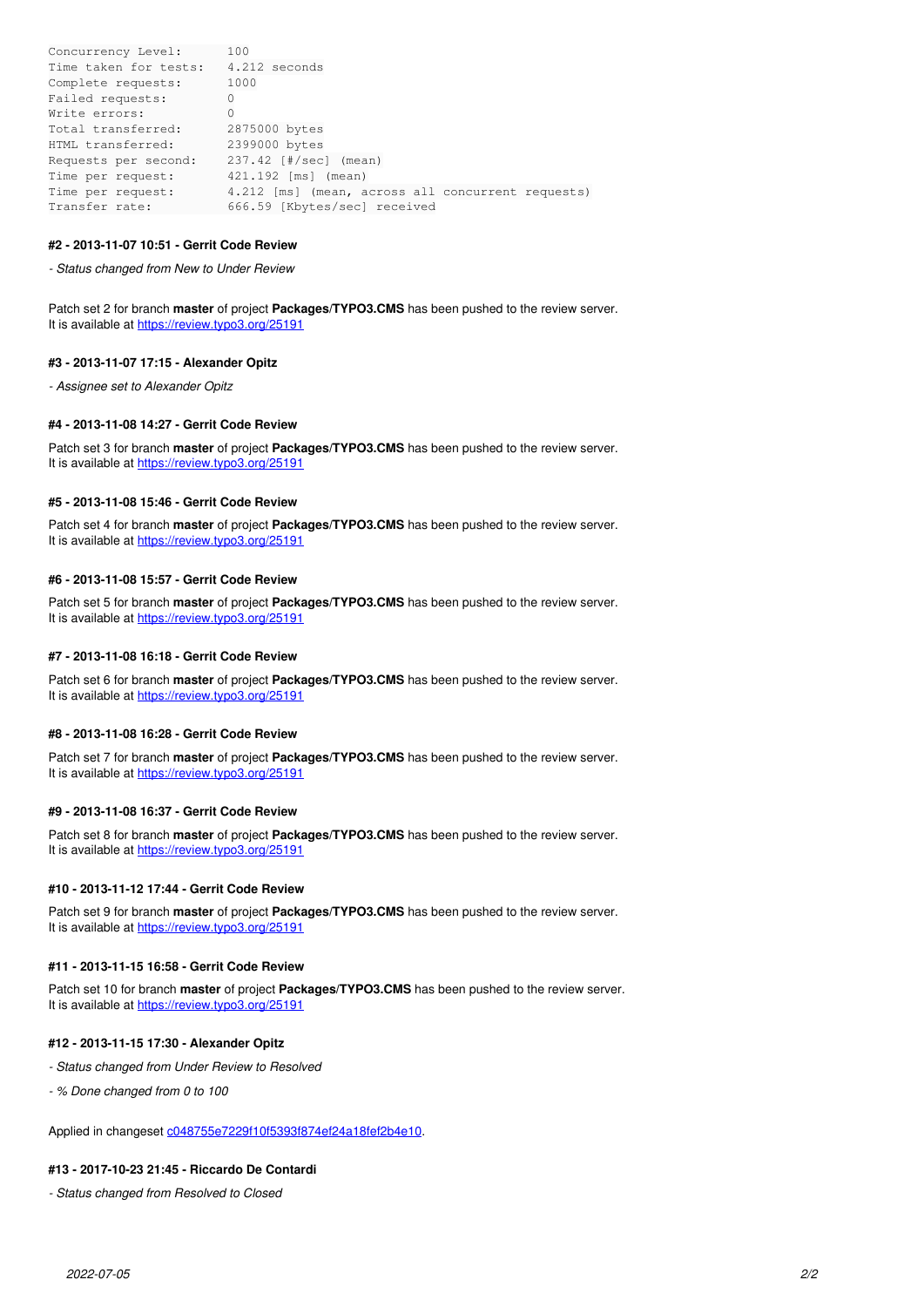```
Concurrency Level:      100
Time taken for tests:   4.212 seconds
Complete requests:      1000
Failed requests:        0
Write errors:           0
Total transferred:      2875000 bytes
HTML transferred:       2399000 bytes
Requests per second:    237.42 [#/sec] (mean)
Time per request:       421.192 [ms] (mean)
Time per request:       4.212 [ms] (mean, across all concurrent requests)
Transfer rate:          666.59 [Kbytes/sec] received
```

#### #2 - 2013-11-07 10:51 - Gerrit Code Review

*- Status changed from New to Under Review*

Patch set 2 for branch **master** of project **Packages/TYPO3.CMS** has been pushed to the review server.
It is available at https://review.typo3.org/25191

#### #3 - 2013-11-07 17:15 - Alexander Opitz

*- Assignee set to Alexander Opitz*

#### #4 - 2013-11-08 14:27 - Gerrit Code Review

Patch set 3 for branch **master** of project **Packages/TYPO3.CMS** has been pushed to the review server.
It is available at https://review.typo3.org/25191

#### #5 - 2013-11-08 15:46 - Gerrit Code Review

Patch set 4 for branch **master** of project **Packages/TYPO3.CMS** has been pushed to the review server.
It is available at https://review.typo3.org/25191

#### #6 - 2013-11-08 15:57 - Gerrit Code Review

Patch set 5 for branch **master** of project **Packages/TYPO3.CMS** has been pushed to the review server.
It is available at https://review.typo3.org/25191

#### #7 - 2013-11-08 16:18 - Gerrit Code Review

Patch set 6 for branch **master** of project **Packages/TYPO3.CMS** has been pushed to the review server.
It is available at https://review.typo3.org/25191

#### #8 - 2013-11-08 16:28 - Gerrit Code Review

Patch set 7 for branch **master** of project **Packages/TYPO3.CMS** has been pushed to the review server.
It is available at https://review.typo3.org/25191

#### #9 - 2013-11-08 16:37 - Gerrit Code Review

Patch set 8 for branch **master** of project **Packages/TYPO3.CMS** has been pushed to the review server.
It is available at https://review.typo3.org/25191

#### #10 - 2013-11-12 17:44 - Gerrit Code Review

Patch set 9 for branch **master** of project **Packages/TYPO3.CMS** has been pushed to the review server.
It is available at https://review.typo3.org/25191

#### #11 - 2013-11-15 16:58 - Gerrit Code Review

Patch set 10 for branch **master** of project **Packages/TYPO3.CMS** has been pushed to the review server.
It is available at https://review.typo3.org/25191

#### #12 - 2013-11-15 17:30 - Alexander Opitz

*- Status changed from Under Review to Resolved*

*- % Done changed from 0 to 100*

Applied in changeset c048755e7229f10f5393f874ef24a18fef2b4e10.

#### #13 - 2017-10-23 21:45 - Riccardo De Contardi

*- Status changed from Resolved to Closed*